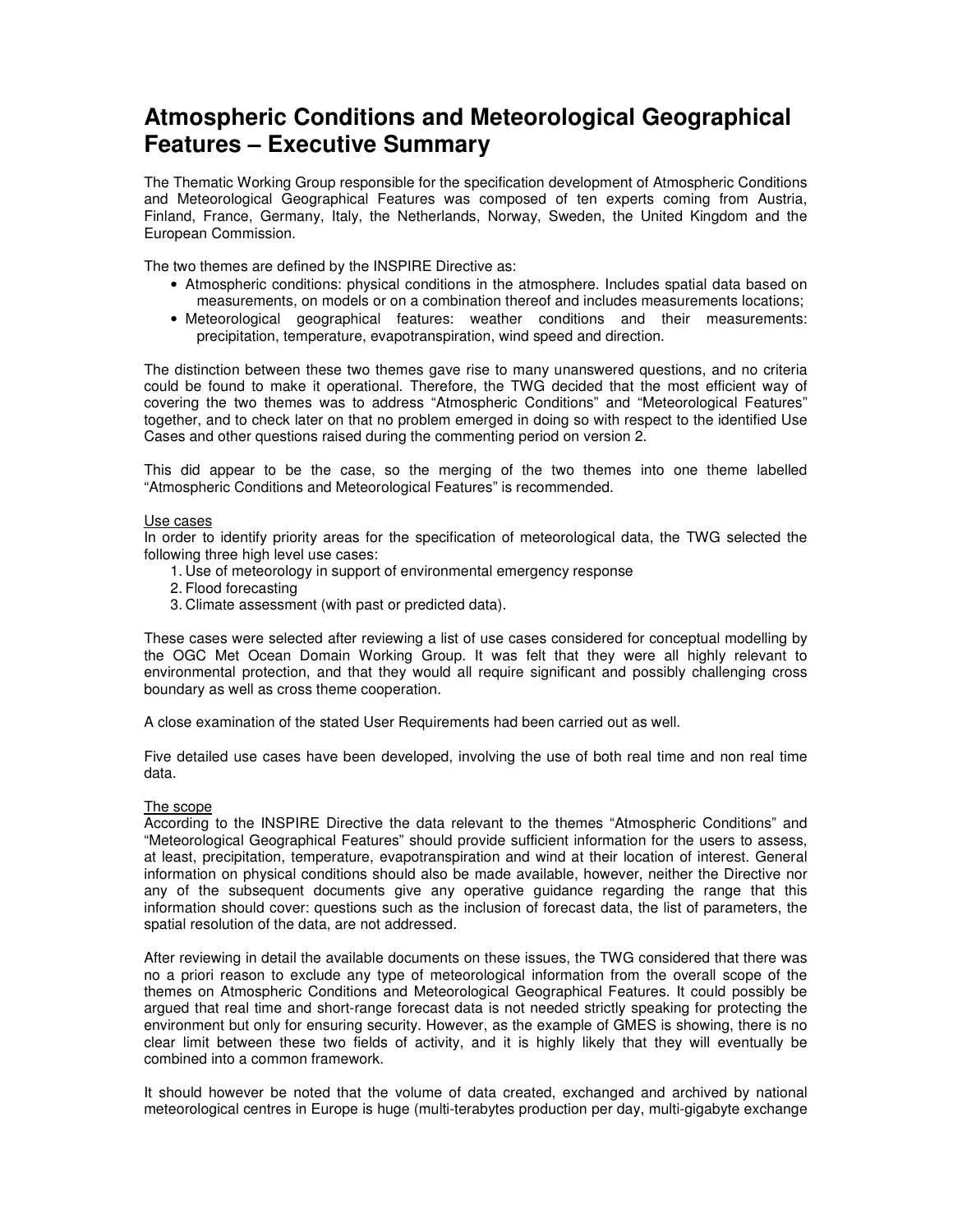# Atmospheric Conditions and Meteorological Geographical Features – Executive Summary

The Thematic Working Group responsible for the specification development of Atmospheric Conditions and Meteorological Geographical Features was composed of ten experts coming from Austria, Finland, France, Germany, Italy, the Netherlands, Norway, Sweden, the United Kingdom and the European Commission.

The two themes are defined by the INSPIRE Directive as:

- Atmospheric conditions: physical conditions in the atmosphere. Includes spatial data based on measurements, on models or on a combination thereof and includes measurements locations;
- Meteorological geographical features: weather conditions and their measurements: precipitation, temperature, evapotranspiration, wind speed and direction.

The distinction between these two themes gave rise to many unanswered questions, and no criteria could be found to make it operational. Therefore, the TWG decided that the most efficient way of covering the two themes was to address "Atmospheric Conditions" and "Meteorological Features" together, and to check later on that no problem emerged in doing so with respect to the identified Use Cases and other questions raised during the commenting period on version 2.

This did appear to be the case, so the merging of the two themes into one theme labelled "Atmospheric Conditions and Meteorological Features" is recommended.

Use cases

In order to identify priority areas for the specification of meteorological data, the TWG selected the following three high level use cases:

1. Use of meteorology in support of environmental emergency response
2. Flood forecasting
3. Climate assessment (with past or predicted data).

These cases were selected after reviewing a list of use cases considered for conceptual modelling by the OGC Met Ocean Domain Working Group. It was felt that they were all highly relevant to environmental protection, and that they would all require significant and possibly challenging cross boundary as well as cross theme cooperation.

A close examination of the stated User Requirements had been carried out as well.

Five detailed use cases have been developed, involving the use of both real time and non real time data.

The scope

According to the INSPIRE Directive the data relevant to the themes "Atmospheric Conditions" and "Meteorological Geographical Features" should provide sufficient information for the users to assess, at least, precipitation, temperature, evapotranspiration and wind at their location of interest. General information on physical conditions should also be made available, however, neither the Directive nor any of the subsequent documents give any operative guidance regarding the range that this information should cover: questions such as the inclusion of forecast data, the list of parameters, the spatial resolution of the data, are not addressed.

After reviewing in detail the available documents on these issues, the TWG considered that there was no a priori reason to exclude any type of meteorological information from the overall scope of the themes on Atmospheric Conditions and Meteorological Geographical Features. It could possibly be argued that real time and short-range forecast data is not needed strictly speaking for protecting the environment but only for ensuring security. However, as the example of GMES is showing, there is no clear limit between these two fields of activity, and it is highly likely that they will eventually be combined into a common framework.

It should however be noted that the volume of data created, exchanged and archived by national meteorological centres in Europe is huge (multi-terabytes production per day, multi-gigabyte exchange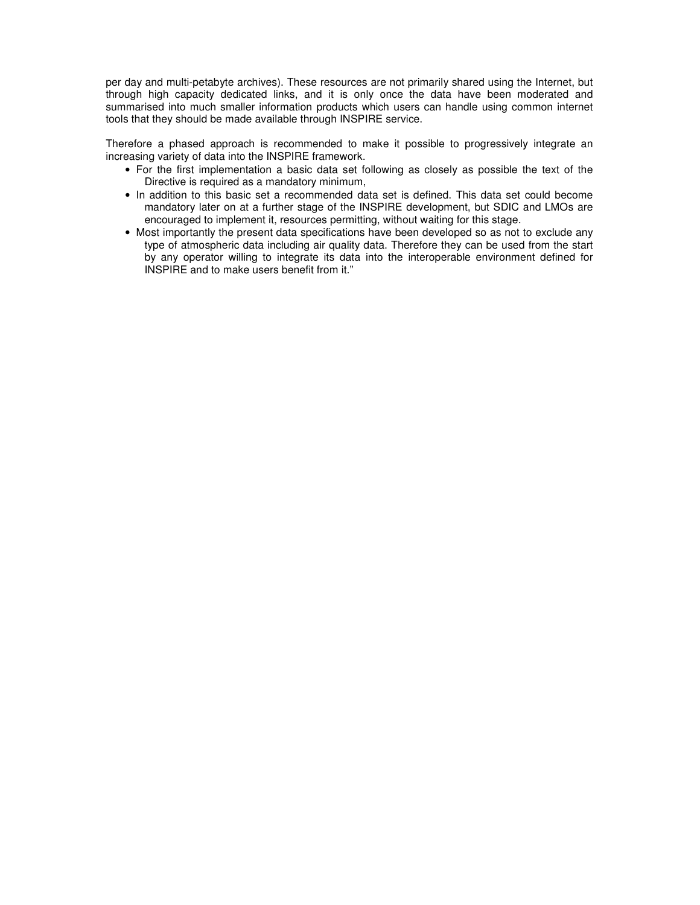per day and multi-petabyte archives). These resources are not primarily shared using the Internet, but through high capacity dedicated links, and it is only once the data have been moderated and summarised into much smaller information products which users can handle using common internet tools that they should be made available through INSPIRE service.

Therefore a phased approach is recommended to make it possible to progressively integrate an increasing variety of data into the INSPIRE framework.

- For the first implementation a basic data set following as closely as possible the text of the Directive is required as a mandatory minimum,
- In addition to this basic set a recommended data set is defined. This data set could become mandatory later on at a further stage of the INSPIRE development, but SDIC and LMOs are encouraged to implement it, resources permitting, without waiting for this stage.
- Most importantly the present data specifications have been developed so as not to exclude any type of atmospheric data including air quality data. Therefore they can be used from the start by any operator willing to integrate its data into the interoperable environment defined for INSPIRE and to make users benefit from it."